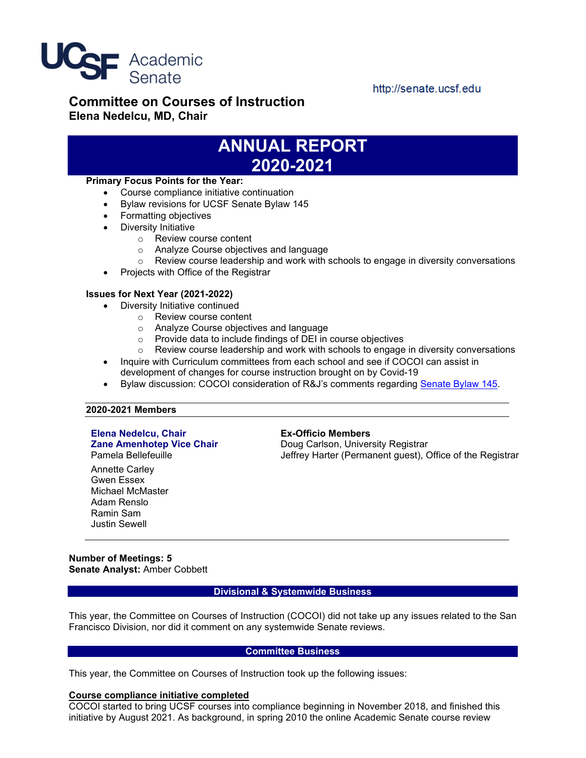UCSF Academic Senate

http://senate.ucsf.edu

# Committee on Courses of Instruction

**Elena Nedelcu, MD, Chair**

# ANNUAL REPORT 2020-2021

**Primary Focus Points for the Year:**

- Course compliance initiative continuation
- Bylaw revisions for UCSF Senate Bylaw 145
- Formatting objectives
- Diversity Initiative
  - Review course content
  - Analyze Course objectives and language
  - Review course leadership and work with schools to engage in diversity conversations
- Projects with Office of the Registrar

**Issues for Next Year (2021-2022)**

- Diversity Initiative continued
  - Review course content
  - Analyze Course objectives and language
  - Provide data to include findings of DEI in course objectives
  - Review course leadership and work with schools to engage in diversity conversations
- Inquire with Curriculum committees from each school and see if COCOI can assist in development of changes for course instruction brought on by Covid-19
- Bylaw discussion: COCOI consideration of R&J's comments regarding Senate Bylaw 145.

**2020-2021 Members**

**Elena Nedelcu, Chair**
**Zane Amenhotep Vice Chair**
Pamela Bellefeuille
Annette Carley
Gwen Essex
Michael McMaster
Adam Renslo
Ramin Sam
Justin Sewell

**Ex-Officio Members**
Doug Carlson, University Registrar
Jeffrey Harter (Permanent guest), Office of the Registrar

**Number of Meetings: 5**
**Senate Analyst:** Amber Cobbett

## Divisional & Systemwide Business

This year, the Committee on Courses of Instruction (COCOI) did not take up any issues related to the San Francisco Division, nor did it comment on any systemwide Senate reviews.

## Committee Business

This year, the Committee on Courses of Instruction took up the following issues:

**Course compliance initiative completed**

COCOI started to bring UCSF courses into compliance beginning in November 2018, and finished this initiative by August 2021. As background, in spring 2010 the online Academic Senate course review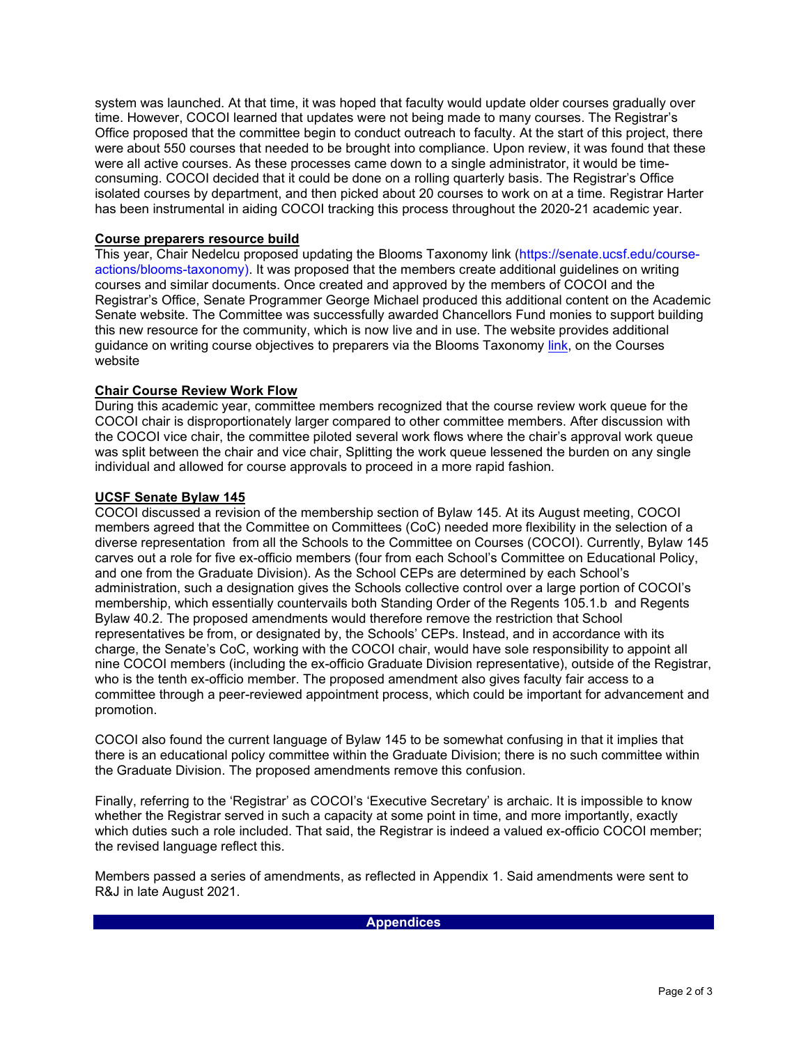system was launched. At that time, it was hoped that faculty would update older courses gradually over time. However, COCOI learned that updates were not being made to many courses. The Registrar's Office proposed that the committee begin to conduct outreach to faculty. At the start of this project, there were about 550 courses that needed to be brought into compliance. Upon review, it was found that these were all active courses. As these processes came down to a single administrator, it would be time-consuming. COCOI decided that it could be done on a rolling quarterly basis. The Registrar's Office isolated courses by department, and then picked about 20 courses to work on at a time. Registrar Harter has been instrumental in aiding COCOI tracking this process throughout the 2020-21 academic year.

**Course preparers resource build**

This year, Chair Nedelcu proposed updating the Blooms Taxonomy link (https://senate.ucsf.edu/course-actions/blooms-taxonomy). It was proposed that the members create additional guidelines on writing courses and similar documents. Once created and approved by the members of COCOI and the Registrar's Office, Senate Programmer George Michael produced this additional content on the Academic Senate website. The Committee was successfully awarded Chancellors Fund monies to support building this new resource for the community, which is now live and in use. The website provides additional guidance on writing course objectives to preparers via the Blooms Taxonomy link, on the Courses website

**Chair Course Review Work Flow**

During this academic year, committee members recognized that the course review work queue for the COCOI chair is disproportionately larger compared to other committee members. After discussion with the COCOI vice chair, the committee piloted several work flows where the chair's approval work queue was split between the chair and vice chair, Splitting the work queue lessened the burden on any single individual and allowed for course approvals to proceed in a more rapid fashion.

**UCSF Senate Bylaw 145**

COCOI discussed a revision of the membership section of Bylaw 145. At its August meeting, COCOI members agreed that the Committee on Committees (CoC) needed more flexibility in the selection of a diverse representation from all the Schools to the Committee on Courses (COCOI). Currently, Bylaw 145 carves out a role for five ex-officio members (four from each School's Committee on Educational Policy, and one from the Graduate Division). As the School CEPs are determined by each School's administration, such a designation gives the Schools collective control over a large portion of COCOI's membership, which essentially countervails both Standing Order of the Regents 105.1.b and Regents Bylaw 40.2. The proposed amendments would therefore remove the restriction that School representatives be from, or designated by, the Schools' CEPs. Instead, and in accordance with its charge, the Senate's CoC, working with the COCOI chair, would have sole responsibility to appoint all nine COCOI members (including the ex-officio Graduate Division representative), outside of the Registrar, who is the tenth ex-officio member. The proposed amendment also gives faculty fair access to a committee through a peer-reviewed appointment process, which could be important for advancement and promotion.

COCOI also found the current language of Bylaw 145 to be somewhat confusing in that it implies that there is an educational policy committee within the Graduate Division; there is no such committee within the Graduate Division. The proposed amendments remove this confusion.

Finally, referring to the 'Registrar' as COCOI's 'Executive Secretary' is archaic. It is impossible to know whether the Registrar served in such a capacity at some point in time, and more importantly, exactly which duties such a role included. That said, the Registrar is indeed a valued ex-officio COCOI member; the revised language reflect this.

Members passed a series of amendments, as reflected in Appendix 1. Said amendments were sent to R&J in late August 2021.

## Appendices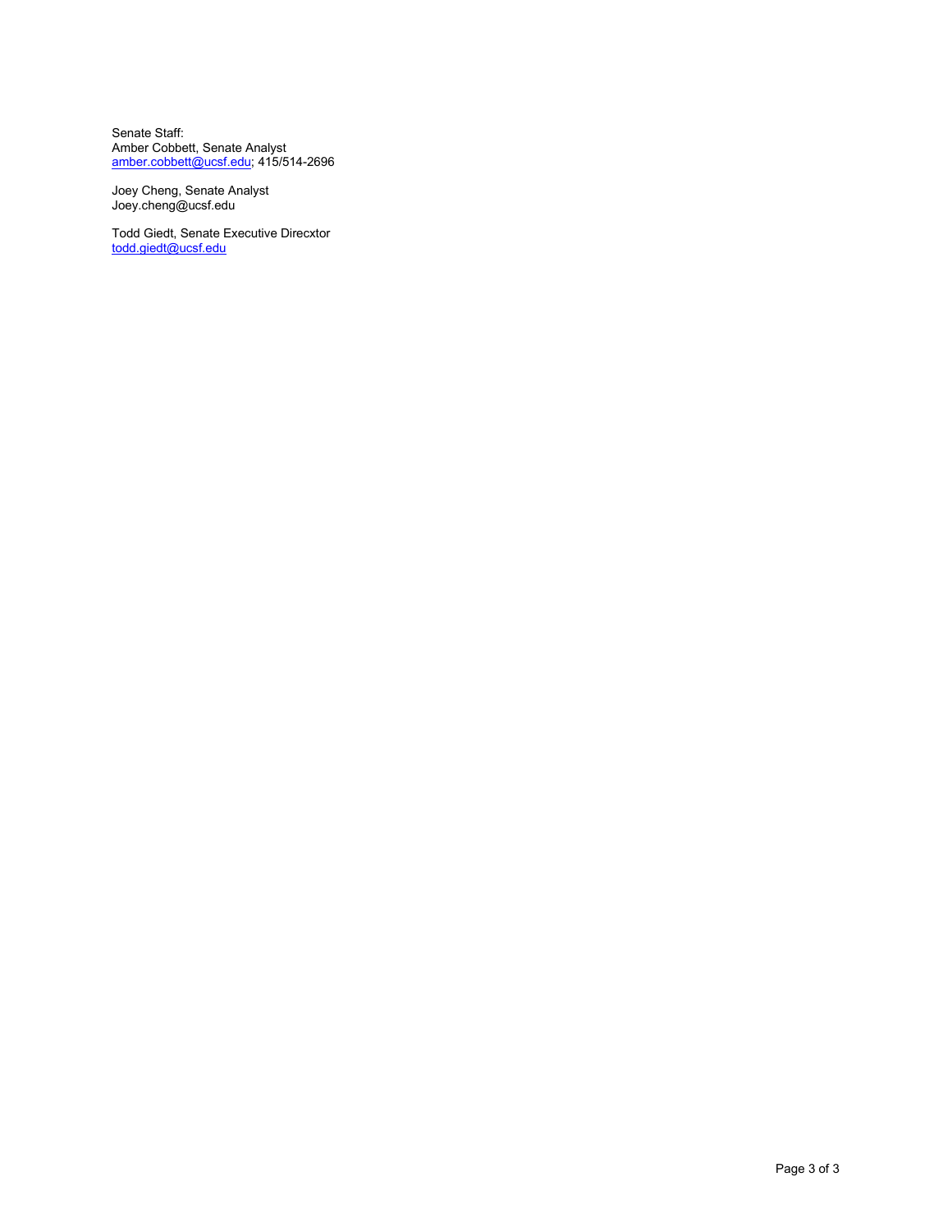Senate Staff:
Amber Cobbett, Senate Analyst
amber.cobbett@ucsf.edu; 415/514-2696

Joey Cheng, Senate Analyst
Joey.cheng@ucsf.edu

Todd Giedt, Senate Executive Direcxtor
todd.giedt@ucsf.edu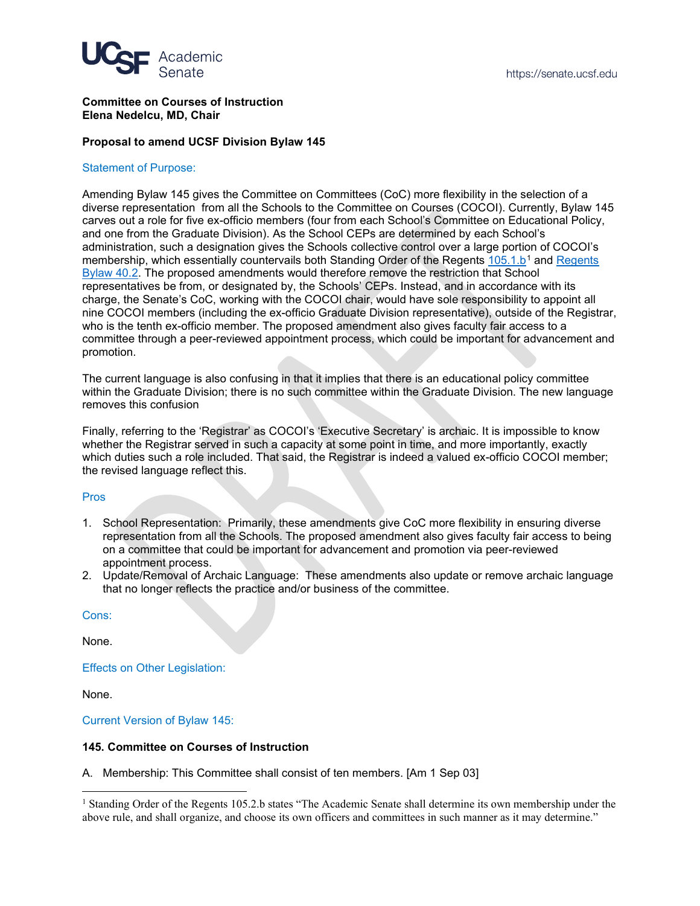**Committee on Courses of Instruction**
**Elena Nedelcu, MD, Chair**

**Proposal to amend UCSF Division Bylaw 145**

## Statement of Purpose:

Amending Bylaw 145 gives the Committee on Committees (CoC) more flexibility in the selection of a diverse representation from all the Schools to the Committee on Courses (COCOI). Currently, Bylaw 145 carves out a role for five ex-officio members (four from each School's Committee on Educational Policy, and one from the Graduate Division). As the School CEPs are determined by each School's administration, such a designation gives the Schools collective control over a large portion of COCOI's membership, which essentially countervails both Standing Order of the Regents 105.1.b[1] and Regents Bylaw 40.2. The proposed amendments would therefore remove the restriction that School representatives be from, or designated by, the Schools' CEPs. Instead, and in accordance with its charge, the Senate's CoC, working with the COCOI chair, would have sole responsibility to appoint all nine COCOI members (including the ex-officio Graduate Division representative), outside of the Registrar, who is the tenth ex-officio member. The proposed amendment also gives faculty fair access to a committee through a peer-reviewed appointment process, which could be important for advancement and promotion.

The current language is also confusing in that it implies that there is an educational policy committee within the Graduate Division; there is no such committee within the Graduate Division. The new language removes this confusion

Finally, referring to the 'Registrar' as COCOI's 'Executive Secretary' is archaic. It is impossible to know whether the Registrar served in such a capacity at some point in time, and more importantly, exactly which duties such a role included. That said, the Registrar is indeed a valued ex-officio COCOI member; the revised language reflect this.

## Pros

1. School Representation: Primarily, these amendments give CoC more flexibility in ensuring diverse representation from all the Schools. The proposed amendment also gives faculty fair access to being on a committee that could be important for advancement and promotion via peer-reviewed appointment process.
2. Update/Removal of Archaic Language: These amendments also update or remove archaic language that no longer reflects the practice and/or business of the committee.

## Cons:

None.

## Effects on Other Legislation:

None.

## Current Version of Bylaw 145:

**145. Committee on Courses of Instruction**

A. Membership: This Committee shall consist of ten members. [Am 1 Sep 03]

[1] Standing Order of the Regents 105.2.b states "The Academic Senate shall determine its own membership under the above rule, and shall organize, and choose its own officers and committees in such manner as it may determine."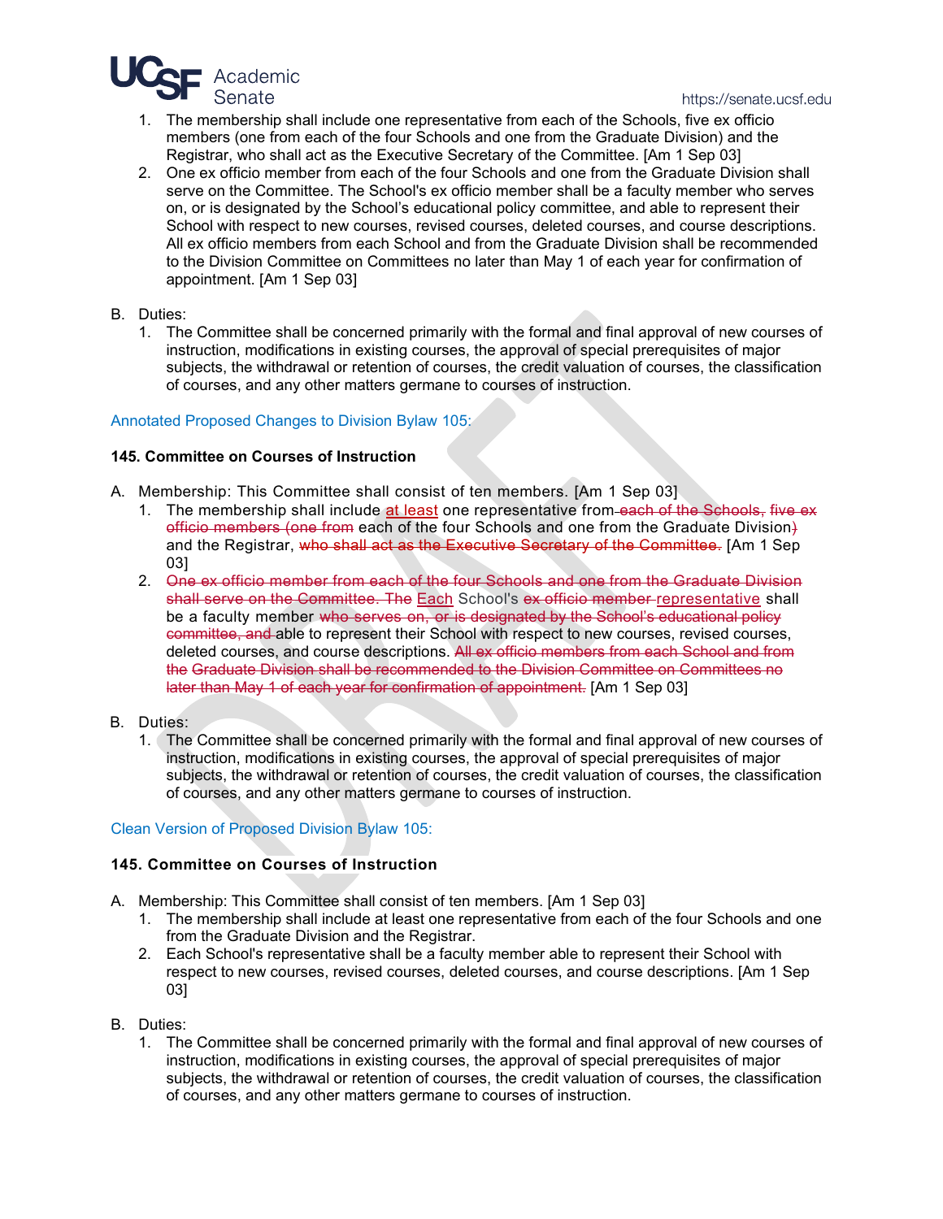1. The membership shall include one representative from each of the Schools, five ex officio members (one from each of the four Schools and one from the Graduate Division) and the Registrar, who shall act as the Executive Secretary of the Committee. [Am 1 Sep 03]
2. One ex officio member from each of the four Schools and one from the Graduate Division shall serve on the Committee. The School's ex officio member shall be a faculty member who serves on, or is designated by the School's educational policy committee, and able to represent their School with respect to new courses, revised courses, deleted courses, and course descriptions. All ex officio members from each School and from the Graduate Division shall be recommended to the Division Committee on Committees no later than May 1 of each year for confirmation of appointment. [Am 1 Sep 03]

B. Duties:

1. The Committee shall be concerned primarily with the formal and final approval of new courses of instruction, modifications in existing courses, the approval of special prerequisites of major subjects, the withdrawal or retention of courses, the credit valuation of courses, the classification of courses, and any other matters germane to courses of instruction.

Annotated Proposed Changes to Division Bylaw 105:

**145. Committee on Courses of Instruction**

A. Membership: This Committee shall consist of ten members. [Am 1 Sep 03]

1. The membership shall include <u>at least</u> one representative from ~~each of the Schools, five ex officio members (one from~~ each of the four Schools and one from the Graduate Division~~)~~ and the Registrar, ~~who shall act as the Executive Secretary of the Committee.~~ [Am 1 Sep 03]
2. ~~One ex officio member from each of the four Schools and one from the Graduate Division shall serve on the Committee. The~~ <u>Each</u> School's ~~ex officio member~~ <u>representative</u> shall be a faculty member ~~who serves on, or is designated by the School's educational policy committee, and~~ able to represent their School with respect to new courses, revised courses, deleted courses, and course descriptions. ~~All ex officio members from each School and from the Graduate Division shall be recommended to the Division Committee on Committees no later than May 1 of each year for confirmation of appointment.~~ [Am 1 Sep 03]

B. Duties:

1. The Committee shall be concerned primarily with the formal and final approval of new courses of instruction, modifications in existing courses, the approval of special prerequisites of major subjects, the withdrawal or retention of courses, the credit valuation of courses, the classification of courses, and any other matters germane to courses of instruction.

Clean Version of Proposed Division Bylaw 105:

**145. Committee on Courses of Instruction**

A. Membership: This Committee shall consist of ten members. [Am 1 Sep 03]

1. The membership shall include at least one representative from each of the four Schools and one from the Graduate Division and the Registrar.
2. Each School's representative shall be a faculty member able to represent their School with respect to new courses, revised courses, deleted courses, and course descriptions. [Am 1 Sep 03]

B. Duties:

1. The Committee shall be concerned primarily with the formal and final approval of new courses of instruction, modifications in existing courses, the approval of special prerequisites of major subjects, the withdrawal or retention of courses, the credit valuation of courses, the classification of courses, and any other matters germane to courses of instruction.